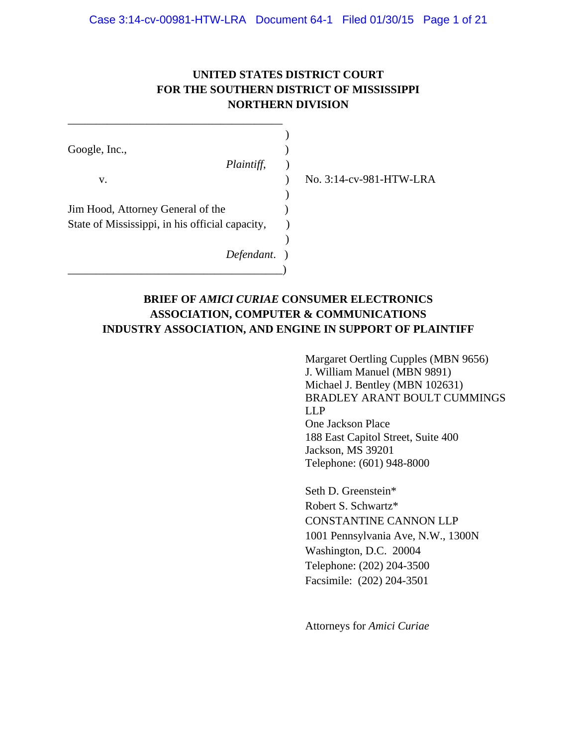**UNITED STATES DISTRICT COURT**
**FOR THE SOUTHERN DISTRICT OF MISSISSIPPI**
**NORTHERN DIVISION**

| | | |
|---|---|---|
| Google, Inc., | ) | |
| *Plaintiff*, | ) | |
| v. | ) | No. 3:14-cv-981-HTW-LRA |
| Jim Hood, Attorney General of the State of Mississippi, in his official capacity, | ) | |
| *Defendant*. | ) | |

**BRIEF OF *AMICI CURIAE* CONSUMER ELECTRONICS ASSOCIATION, COMPUTER & COMMUNICATIONS INDUSTRY ASSOCIATION, AND ENGINE IN SUPPORT OF PLAINTIFF**

Margaret Oertling Cupples (MBN 9656)
J. William Manuel (MBN 9891)
Michael J. Bentley (MBN 102631)
BRADLEY ARANT BOULT CUMMINGS LLP
One Jackson Place
188 East Capitol Street, Suite 400
Jackson, MS 39201
Telephone: (601) 948-8000

Seth D. Greenstein*
Robert S. Schwartz*
CONSTANTINE CANNON LLP
1001 Pennsylvania Ave, N.W., 1300N
Washington, D.C. 20004
Telephone: (202) 204-3500
Facsimile: (202) 204-3501

Attorneys for *Amici Curiae*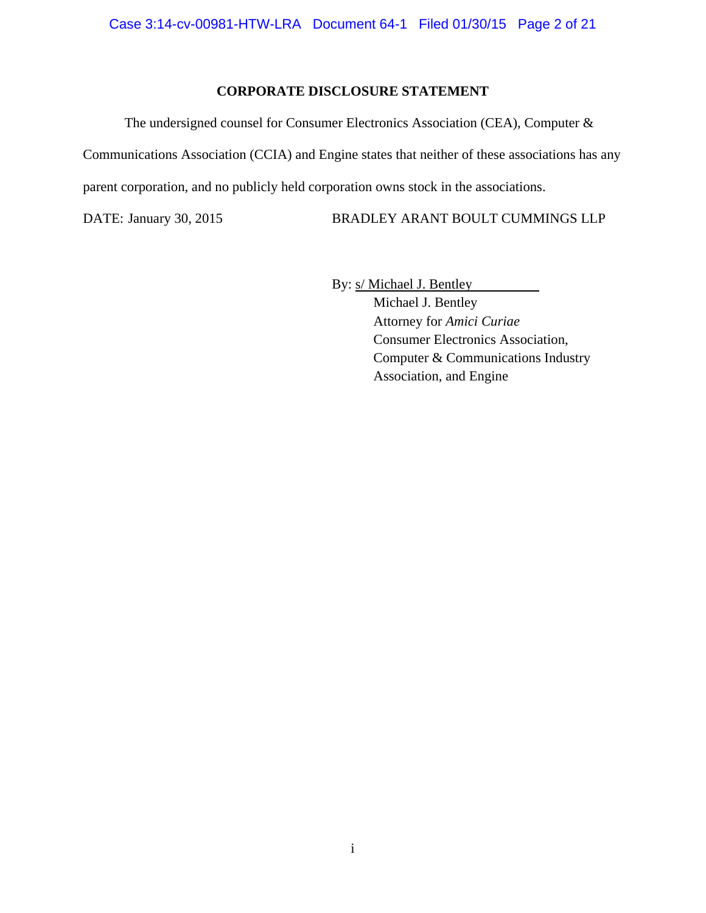## CORPORATE DISCLOSURE STATEMENT

The undersigned counsel for Consumer Electronics Association (CEA), Computer & Communications Association (CCIA) and Engine states that neither of these associations has any parent corporation, and no publicly held corporation owns stock in the associations.

DATE: January 30, 2015

BRADLEY ARANT BOULT CUMMINGS LLP

By: s/ Michael J. Bentley

Michael J. Bentley
Attorney for *Amici Curiae*
Consumer Electronics Association,
Computer & Communications Industry
Association, and Engine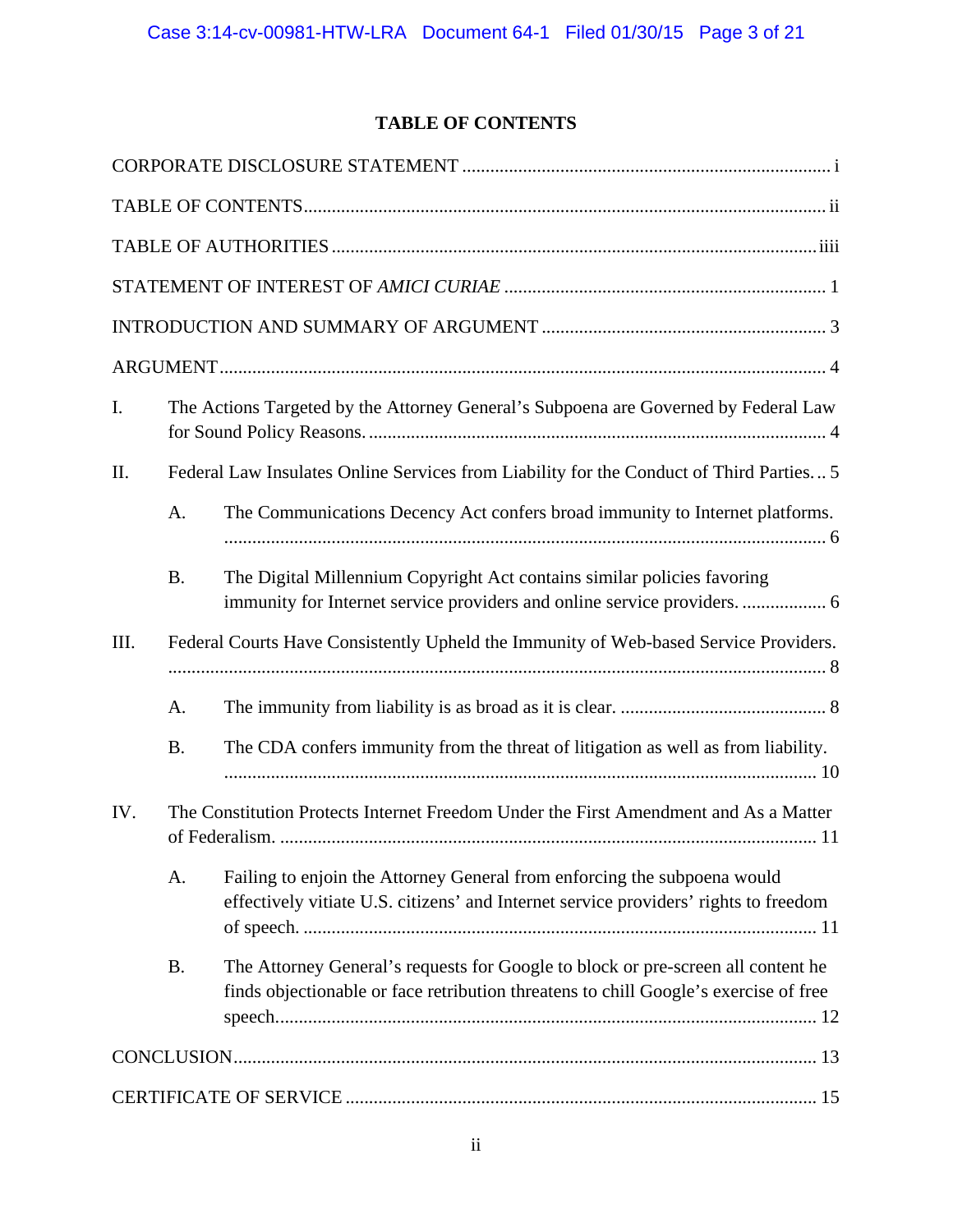# TABLE OF CONTENTS

CORPORATE DISCLOSURE STATEMENT ............................................................................... i

TABLE OF CONTENTS ............................................................................................................ ii

TABLE OF AUTHORITIES ....................................................................................................... iiii

STATEMENT OF INTEREST OF *AMICI CURIAE* ..................................................................... 1

INTRODUCTION AND SUMMARY OF ARGUMENT ............................................................. 3

ARGUMENT ............................................................................................................................ 4

I. The Actions Targeted by the Attorney General's Subpoena are Governed by Federal Law for Sound Policy Reasons. ................................................................................................ 4

II. Federal Law Insulates Online Services from Liability for the Conduct of Third Parties. .. 5

   A. The Communications Decency Act confers broad immunity to Internet platforms. ............................................................................................................................ 6

   B. The Digital Millennium Copyright Act contains similar policies favoring immunity for Internet service providers and online service providers. .................. 6

III. Federal Courts Have Consistently Upheld the Immunity of Web-based Service Providers. ............................................................................................................................ 8

   A. The immunity from liability is as broad as it is clear. ............................................ 8

   B. The CDA confers immunity from the threat of litigation as well as from liability. ............................................................................................................................ 10

IV. The Constitution Protects Internet Freedom Under the First Amendment and As a Matter of Federalism. ................................................................................................................ 11

   A. Failing to enjoin the Attorney General from enforcing the subpoena would effectively vitiate U.S. citizens' and Internet service providers' rights to freedom of speech. ............................................................................................................ 11

   B. The Attorney General's requests for Google to block or pre-screen all content he finds objectionable or face retribution threatens to chill Google's exercise of free speech. ................................................................................................................... 12

CONCLUSION ........................................................................................................................ 13

CERTIFICATE OF SERVICE .................................................................................................... 15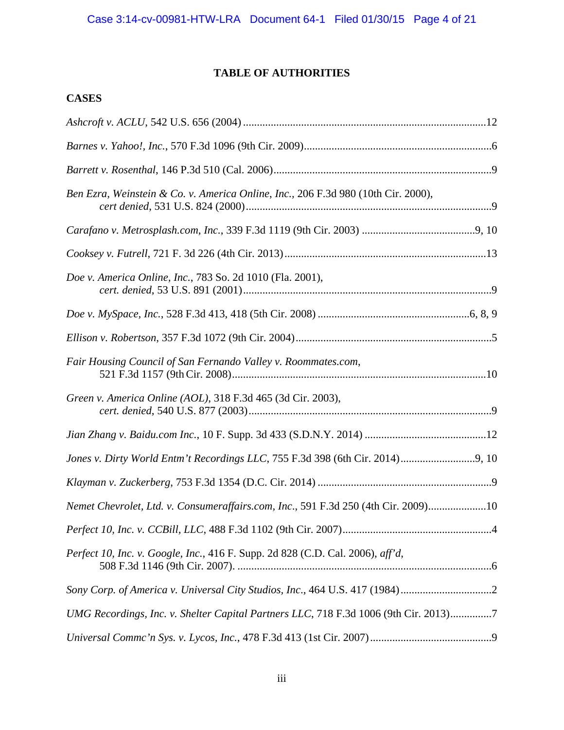# TABLE OF AUTHORITIES

## CASES

*Ashcroft v. ACLU*, 542 U.S. 656 (2004) ....................................................................................12

*Barnes v. Yahoo!, Inc.*, 570 F.3d 1096 (9th Cir. 2009)...................................................................6

*Barrett v. Rosenthal*, 146 P.3d 510 (Cal. 2006)..............................................................................9

*Ben Ezra, Weinstein & Co. v. America Online, Inc.*, 206 F.3d 980 (10th Cir. 2000), *cert denied*, 531 U.S. 824 (2000).........................................................................................9

*Carafano v. Metrosplash.com, Inc.*, 339 F.3d 1119 (9th Cir. 2003) .........................................9, 10

*Cooksey v. Futrell*, 721 F. 3d 226 (4th Cir. 2013).........................................................................13

*Doe v. America Online, Inc.*, 783 So. 2d 1010 (Fla. 2001), *cert. denied*, 53 U.S. 891 (2001)..........................................................................................9

*Doe v. MySpace, Inc.*, 528 F.3d 413, 418 (5th Cir. 2008) .......................................................6, 8, 9

*Ellison v. Robertson*, 357 F.3d 1072 (9th Cir. 2004).......................................................................5

*Fair Housing Council of San Fernando Valley v. Roommates.com*, 521 F.3d 1157 (9th Cir. 2008)...........................................................................................10

*Green v. America Online (AOL)*, 318 F.3d 465 (3d Cir. 2003), *cert. denied*, 540 U.S. 877 (2003).......................................................................................9

*Jian Zhang v. Baidu.com Inc.*, 10 F. Supp. 3d 433 (S.D.N.Y. 2014) ............................................12

*Jones v. Dirty World Entm't Recordings LLC*, 755 F.3d 398 (6th Cir. 2014)...........................9, 10

*Klayman v. Zuckerberg*, 753 F.3d 1354 (D.C. Cir. 2014) ..............................................................9

*Nemet Chevrolet, Ltd. v. Consumeraffairs.com, Inc*., 591 F.3d 250 (4th Cir. 2009).....................10

*Perfect 10, Inc. v. CCBill, LLC*, 488 F.3d 1102 (9th Cir. 2007).....................................................4

*Perfect 10, Inc. v. Google, Inc.*, 416 F. Supp. 2d 828 (C.D. Cal. 2006), *aff'd*, 508 F.3d 1146 (9th Cir. 2007). ...........................................................................................6

*Sony Corp. of America v. Universal City Studios, Inc.*, 464 U.S. 417 (1984).................................2

*UMG Recordings, Inc. v. Shelter Capital Partners LLC*, 718 F.3d 1006 (9th Cir. 2013)...............7

*Universal Commc'n Sys. v. Lycos, Inc.*, 478 F.3d 413 (1st Cir. 2007)............................................9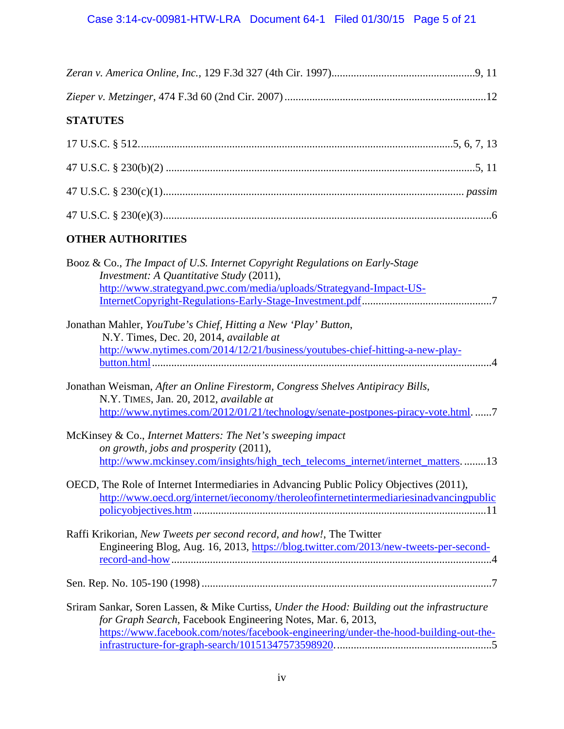*Zeran v. America Online, Inc.*, 129 F.3d 327 (4th Cir. 1997)....................................................9, 11

*Zieper v. Metzinger*, 474 F.3d 60 (2nd Cir. 2007).........................................................................12

**STATUTES**

17 U.S.C. § 512.................................................................................................................5, 6, 7, 13

47 U.S.C. § 230(b)(2) ...............................................................................................................5, 11

47 U.S.C. § 230(c)(1)............................................................................................................ *passim*

47 U.S.C. § 230(e)(3)......................................................................................................................6

**OTHER AUTHORITIES**

Booz & Co., *The Impact of U.S. Internet Copyright Regulations on Early-Stage Investment: A Quantitative Study* (2011), http://www.strategyand.pwc.com/media/uploads/Strategyand-Impact-US-InternetCopyright-Regulations-Early-Stage-Investment.pdf..............................................7

Jonathan Mahler, *YouTube's Chief, Hitting a New 'Play' Button*, N.Y. Times, Dec. 20, 2014, *available at* http://www.nytimes.com/2014/12/21/business/youtubes-chief-hitting-a-new-play-button.html...........................................................................................................................4

Jonathan Weisman, *After an Online Firestorm, Congress Shelves Antipiracy Bills*, N.Y. TIMES, Jan. 20, 2012, *available at* http://www.nytimes.com/2012/01/21/technology/senate-postpones-piracy-vote.html. ......7

McKinsey & Co., *Internet Matters: The Net's sweeping impact on growth, jobs and prosperity* (2011), http://www.mckinsey.com/insights/high_tech_telecoms_internet/internet_matters. ........13

OECD, The Role of Internet Intermediaries in Advancing Public Policy Objectives (2011), http://www.oecd.org/internet/ieconomy/theroleofinternetintermediariesinadvancingpublicpolicyobjectives.htm ........................................................................................................11

Raffi Krikorian, *New Tweets per second record, and how!*, The Twitter Engineering Blog, Aug. 16, 2013, https://blog.twitter.com/2013/new-tweets-per-second-record-and-how.....................................................................................................................4

Sen. Rep. No. 105-190 (1998) .........................................................................................................7

Sriram Sankar, Soren Lassen, & Mike Curtiss, *Under the Hood: Building out the infrastructure for Graph Search*, Facebook Engineering Notes, Mar. 6, 2013, https://www.facebook.com/notes/facebook-engineering/under-the-hood-building-out-the-infrastructure-for-graph-search/10151347573598920. .......................................................5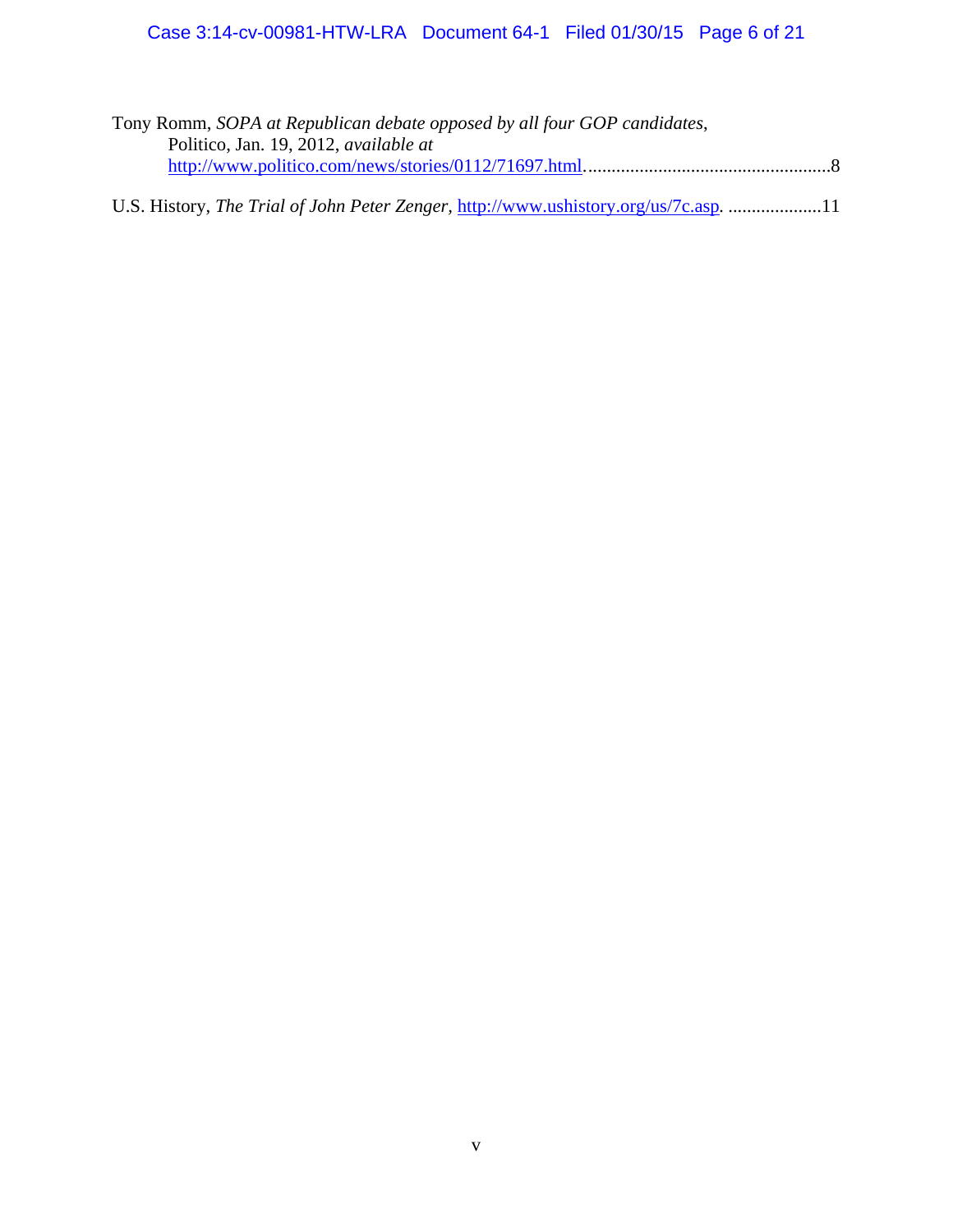Tony Romm, *SOPA at Republican debate opposed by all four GOP candidates*, Politico, Jan. 19, 2012, *available at* http://www.politico.com/news/stories/0112/71697.html....................................................8

U.S. History, *The Trial of John Peter Zenger*, http://www.ushistory.org/us/7c.asp. ....................11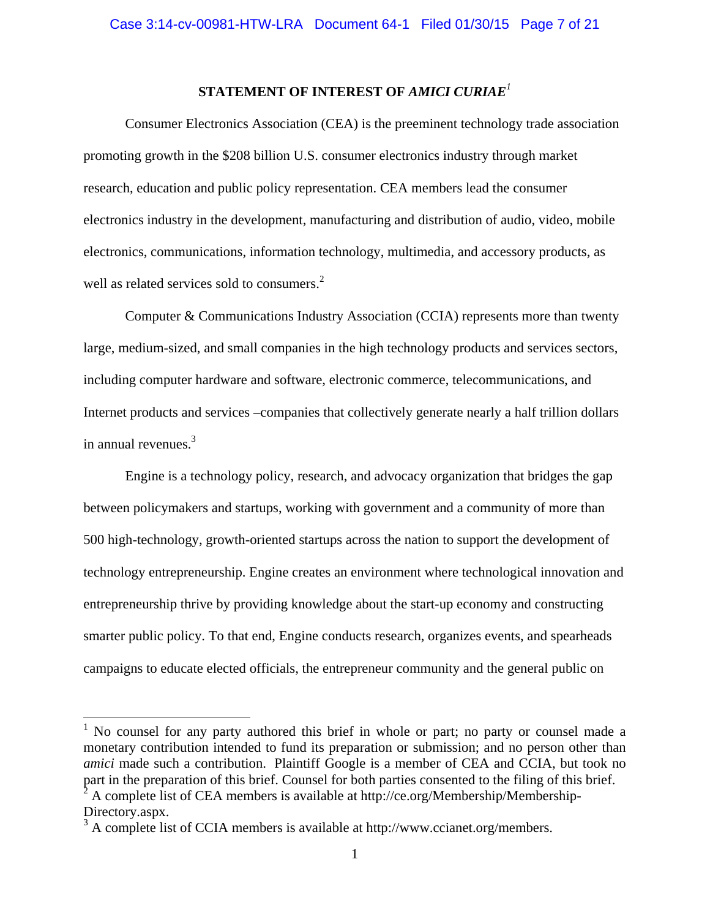## STATEMENT OF INTEREST OF *AMICI CURIAE*[1]

Consumer Electronics Association (CEA) is the preeminent technology trade association promoting growth in the $208 billion U.S. consumer electronics industry through market research, education and public policy representation. CEA members lead the consumer electronics industry in the development, manufacturing and distribution of audio, video, mobile electronics, communications, information technology, multimedia, and accessory products, as well as related services sold to consumers.[2]

Computer & Communications Industry Association (CCIA) represents more than twenty large, medium-sized, and small companies in the high technology products and services sectors, including computer hardware and software, electronic commerce, telecommunications, and Internet products and services –companies that collectively generate nearly a half trillion dollars in annual revenues.[3]

Engine is a technology policy, research, and advocacy organization that bridges the gap between policymakers and startups, working with government and a community of more than 500 high-technology, growth-oriented startups across the nation to support the development of technology entrepreneurship. Engine creates an environment where technological innovation and entrepreneurship thrive by providing knowledge about the start-up economy and constructing smarter public policy. To that end, Engine conducts research, organizes events, and spearheads campaigns to educate elected officials, the entrepreneur community and the general public on

---

[1] No counsel for any party authored this brief in whole or part; no party or counsel made a monetary contribution intended to fund its preparation or submission; and no person other than *amici* made such a contribution. Plaintiff Google is a member of CEA and CCIA, but took no part in the preparation of this brief. Counsel for both parties consented to the filing of this brief.

[2] A complete list of CEA members is available at http://ce.org/Membership/Membership-Directory.aspx.

[3] A complete list of CCIA members is available at http://www.ccianet.org/members.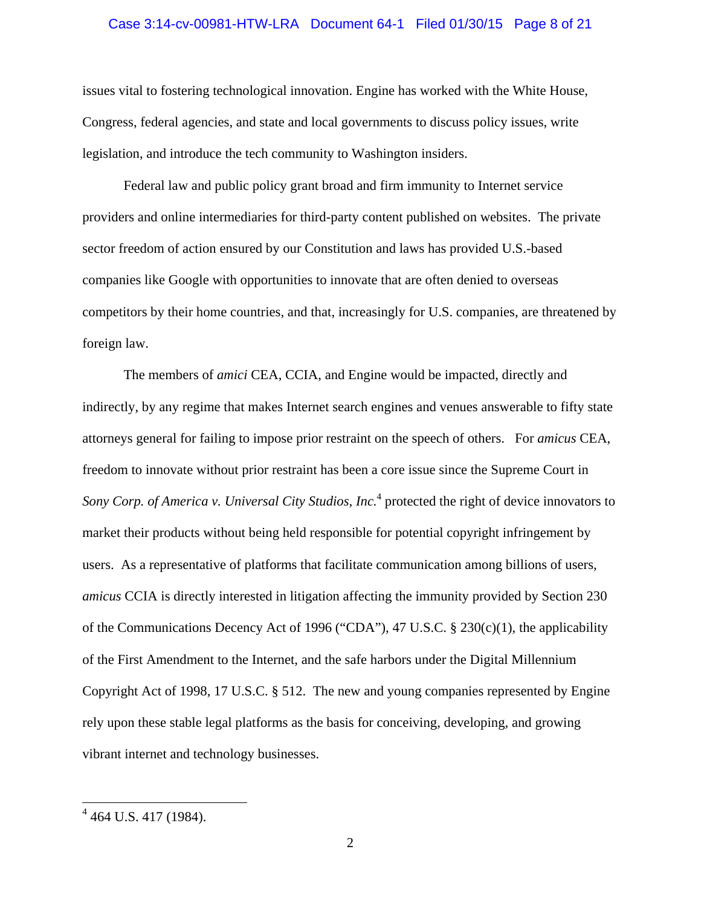issues vital to fostering technological innovation. Engine has worked with the White House, Congress, federal agencies, and state and local governments to discuss policy issues, write legislation, and introduce the tech community to Washington insiders.

Federal law and public policy grant broad and firm immunity to Internet service providers and online intermediaries for third-party content published on websites. The private sector freedom of action ensured by our Constitution and laws has provided U.S.-based companies like Google with opportunities to innovate that are often denied to overseas competitors by their home countries, and that, increasingly for U.S. companies, are threatened by foreign law.

The members of *amici* CEA, CCIA, and Engine would be impacted, directly and indirectly, by any regime that makes Internet search engines and venues answerable to fifty state attorneys general for failing to impose prior restraint on the speech of others. For *amicus* CEA, freedom to innovate without prior restraint has been a core issue since the Supreme Court in *Sony Corp. of America v. Universal City Studios, Inc.*[4] protected the right of device innovators to market their products without being held responsible for potential copyright infringement by users. As a representative of platforms that facilitate communication among billions of users, *amicus* CCIA is directly interested in litigation affecting the immunity provided by Section 230 of the Communications Decency Act of 1996 ("CDA"), 47 U.S.C. § 230(c)(1), the applicability of the First Amendment to the Internet, and the safe harbors under the Digital Millennium Copyright Act of 1998, 17 U.S.C. § 512. The new and young companies represented by Engine rely upon these stable legal platforms as the basis for conceiving, developing, and growing vibrant internet and technology businesses.

---

[4] 464 U.S. 417 (1984).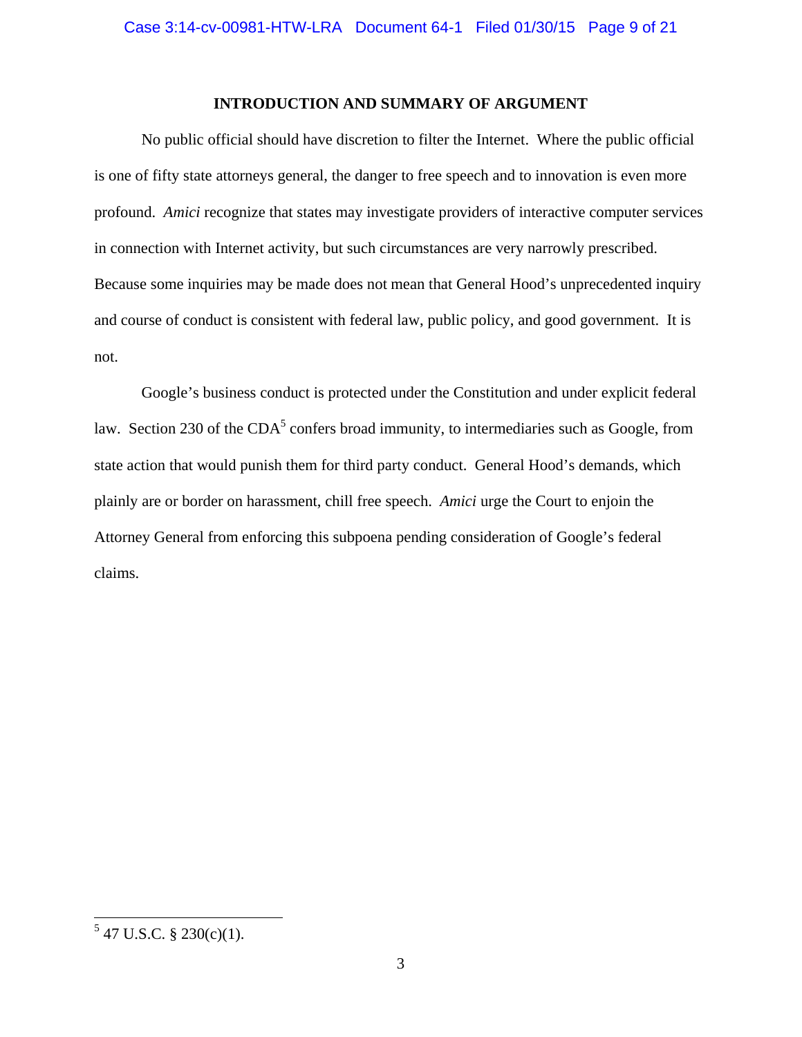## INTRODUCTION AND SUMMARY OF ARGUMENT

No public official should have discretion to filter the Internet. Where the public official is one of fifty state attorneys general, the danger to free speech and to innovation is even more profound. *Amici* recognize that states may investigate providers of interactive computer services in connection with Internet activity, but such circumstances are very narrowly prescribed. Because some inquiries may be made does not mean that General Hood's unprecedented inquiry and course of conduct is consistent with federal law, public policy, and good government. It is not.

Google's business conduct is protected under the Constitution and under explicit federal law. Section 230 of the CDA[5] confers broad immunity, to intermediaries such as Google, from state action that would punish them for third party conduct. General Hood's demands, which plainly are or border on harassment, chill free speech. *Amici* urge the Court to enjoin the Attorney General from enforcing this subpoena pending consideration of Google's federal claims.

---

[5] 47 U.S.C. § 230(c)(1).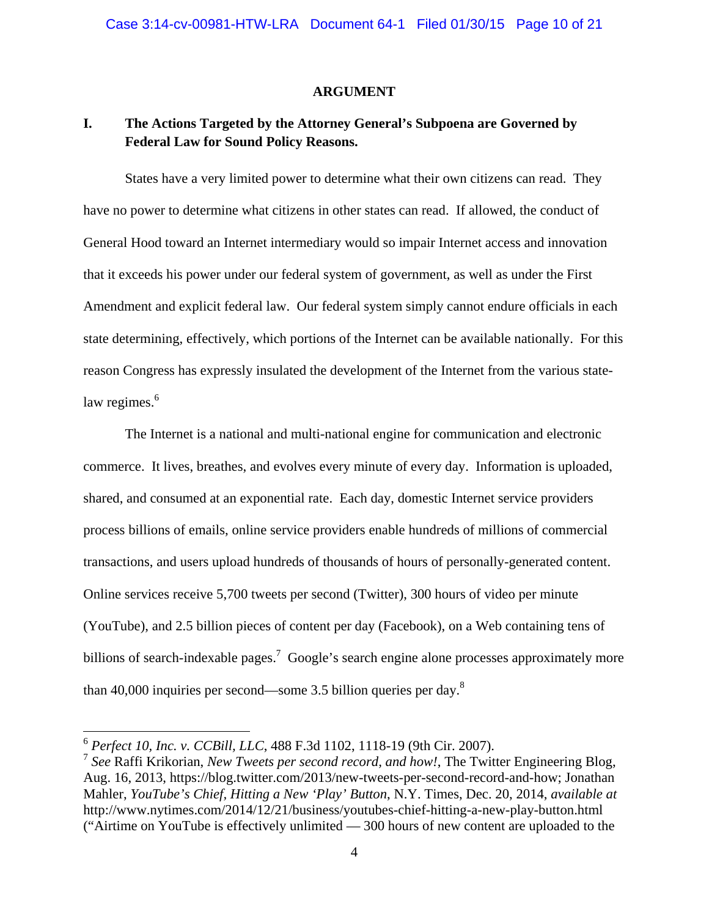## ARGUMENT

### I. The Actions Targeted by the Attorney General's Subpoena are Governed by Federal Law for Sound Policy Reasons.

States have a very limited power to determine what their own citizens can read. They have no power to determine what citizens in other states can read. If allowed, the conduct of General Hood toward an Internet intermediary would so impair Internet access and innovation that it exceeds his power under our federal system of government, as well as under the First Amendment and explicit federal law. Our federal system simply cannot endure officials in each state determining, effectively, which portions of the Internet can be available nationally. For this reason Congress has expressly insulated the development of the Internet from the various state-law regimes.[6]

The Internet is a national and multi-national engine for communication and electronic commerce. It lives, breathes, and evolves every minute of every day. Information is uploaded, shared, and consumed at an exponential rate. Each day, domestic Internet service providers process billions of emails, online service providers enable hundreds of millions of commercial transactions, and users upload hundreds of thousands of hours of personally-generated content. Online services receive 5,700 tweets per second (Twitter), 300 hours of video per minute (YouTube), and 2.5 billion pieces of content per day (Facebook), on a Web containing tens of billions of search-indexable pages.[7] Google's search engine alone processes approximately more than 40,000 inquiries per second—some 3.5 billion queries per day.[8]

---

[6] *Perfect 10, Inc. v. CCBill, LLC*, 488 F.3d 1102, 1118-19 (9th Cir. 2007).

[7] *See* Raffi Krikorian, *New Tweets per second record, and how!*, The Twitter Engineering Blog, Aug. 16, 2013, https://blog.twitter.com/2013/new-tweets-per-second-record-and-how; Jonathan Mahler, *YouTube's Chief, Hitting a New 'Play' Button*, N.Y. Times, Dec. 20, 2014, *available at* http://www.nytimes.com/2014/12/21/business/youtubes-chief-hitting-a-new-play-button.html ("Airtime on YouTube is effectively unlimited — 300 hours of new content are uploaded to the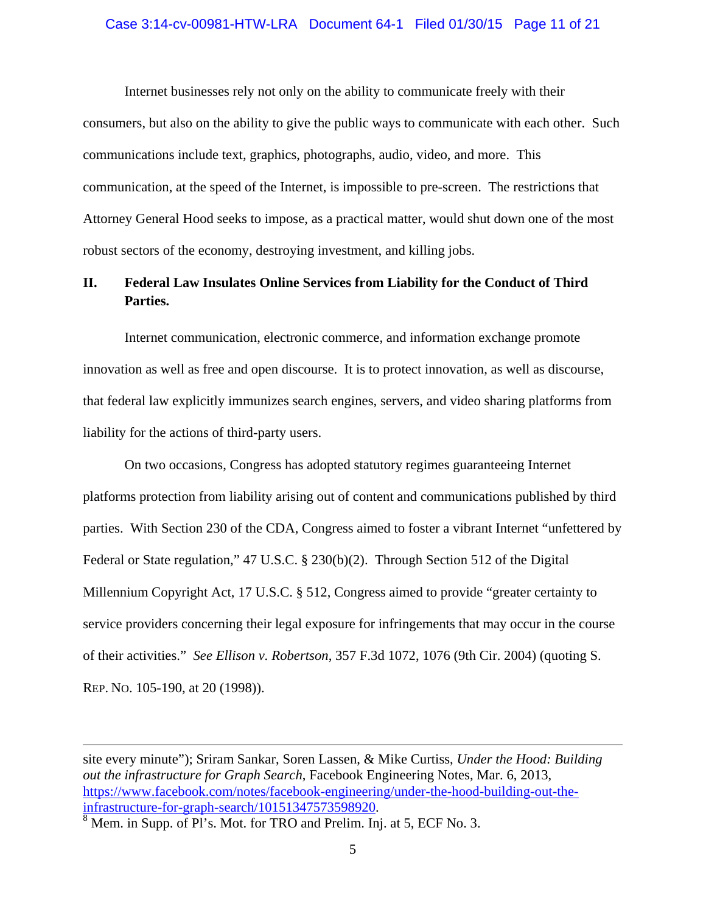Internet businesses rely not only on the ability to communicate freely with their consumers, but also on the ability to give the public ways to communicate with each other. Such communications include text, graphics, photographs, audio, video, and more. This communication, at the speed of the Internet, is impossible to pre-screen. The restrictions that Attorney General Hood seeks to impose, as a practical matter, would shut down one of the most robust sectors of the economy, destroying investment, and killing jobs.

## II. Federal Law Insulates Online Services from Liability for the Conduct of Third Parties.

Internet communication, electronic commerce, and information exchange promote innovation as well as free and open discourse. It is to protect innovation, as well as discourse, that federal law explicitly immunizes search engines, servers, and video sharing platforms from liability for the actions of third-party users.

On two occasions, Congress has adopted statutory regimes guaranteeing Internet platforms protection from liability arising out of content and communications published by third parties. With Section 230 of the CDA, Congress aimed to foster a vibrant Internet "unfettered by Federal or State regulation," 47 U.S.C. § 230(b)(2). Through Section 512 of the Digital Millennium Copyright Act, 17 U.S.C. § 512, Congress aimed to provide "greater certainty to service providers concerning their legal exposure for infringements that may occur in the course of their activities." *See Ellison v. Robertson*, 357 F.3d 1072, 1076 (9th Cir. 2004) (quoting S. REP. NO. 105-190, at 20 (1998)).

---

site every minute"); Sriram Sankar, Soren Lassen, & Mike Curtiss, *Under the Hood: Building out the infrastructure for Graph Search*, Facebook Engineering Notes, Mar. 6, 2013, https://www.facebook.com/notes/facebook-engineering/under-the-hood-building-out-the-infrastructure-for-graph-search/10151347573598920.

[8] Mem. in Supp. of Pl's. Mot. for TRO and Prelim. Inj. at 5, ECF No. 3.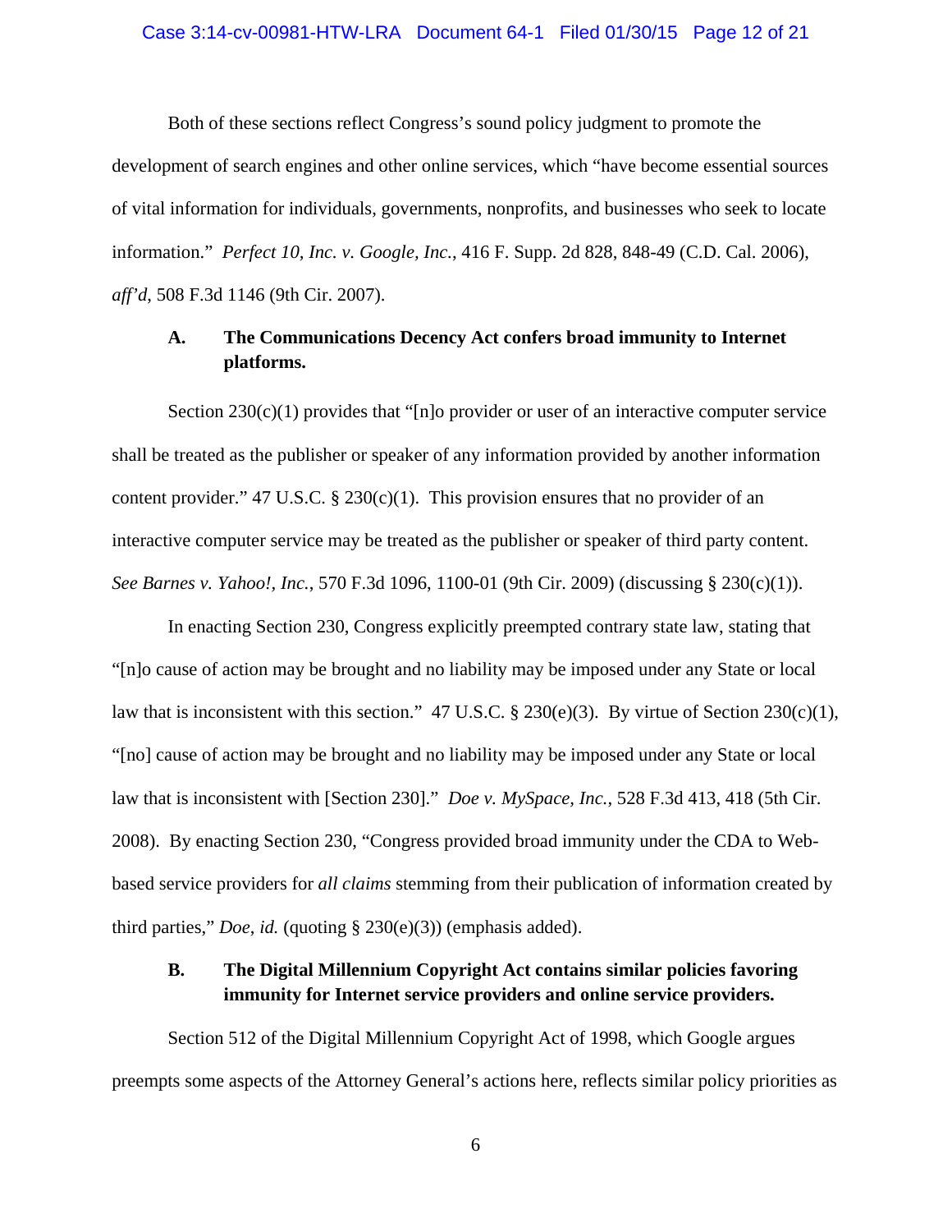Both of these sections reflect Congress's sound policy judgment to promote the development of search engines and other online services, which "have become essential sources of vital information for individuals, governments, nonprofits, and businesses who seek to locate information." *Perfect 10, Inc. v. Google, Inc.*, 416 F. Supp. 2d 828, 848-49 (C.D. Cal. 2006), *aff'd*, 508 F.3d 1146 (9th Cir. 2007).

### A. The Communications Decency Act confers broad immunity to Internet platforms.

Section 230(c)(1) provides that "[n]o provider or user of an interactive computer service shall be treated as the publisher or speaker of any information provided by another information content provider." 47 U.S.C. § 230(c)(1). This provision ensures that no provider of an interactive computer service may be treated as the publisher or speaker of third party content. *See Barnes v. Yahoo!, Inc.*, 570 F.3d 1096, 1100-01 (9th Cir. 2009) (discussing § 230(c)(1)).

In enacting Section 230, Congress explicitly preempted contrary state law, stating that "[n]o cause of action may be brought and no liability may be imposed under any State or local law that is inconsistent with this section." 47 U.S.C. § 230(e)(3). By virtue of Section 230(c)(1), "[no] cause of action may be brought and no liability may be imposed under any State or local law that is inconsistent with [Section 230]." *Doe v. MySpace, Inc.*, 528 F.3d 413, 418 (5th Cir. 2008). By enacting Section 230, "Congress provided broad immunity under the CDA to Web-based service providers for *all claims* stemming from their publication of information created by third parties," *Doe*, *id.* (quoting § 230(e)(3)) (emphasis added).

### B. The Digital Millennium Copyright Act contains similar policies favoring immunity for Internet service providers and online service providers.

Section 512 of the Digital Millennium Copyright Act of 1998, which Google argues preempts some aspects of the Attorney General's actions here, reflects similar policy priorities as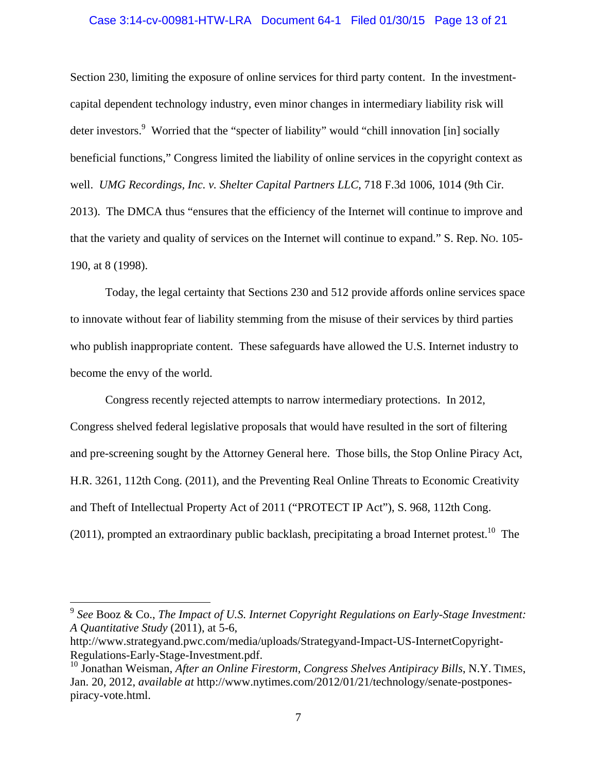Section 230, limiting the exposure of online services for third party content. In the investment-capital dependent technology industry, even minor changes in intermediary liability risk will deter investors.[9] Worried that the "specter of liability" would "chill innovation [in] socially beneficial functions," Congress limited the liability of online services in the copyright context as well. *UMG Recordings, Inc. v. Shelter Capital Partners LLC*, 718 F.3d 1006, 1014 (9th Cir. 2013). The DMCA thus "ensures that the efficiency of the Internet will continue to improve and that the variety and quality of services on the Internet will continue to expand." S. Rep. No. 105-190, at 8 (1998).

Today, the legal certainty that Sections 230 and 512 provide affords online services space to innovate without fear of liability stemming from the misuse of their services by third parties who publish inappropriate content. These safeguards have allowed the U.S. Internet industry to become the envy of the world.

Congress recently rejected attempts to narrow intermediary protections. In 2012, Congress shelved federal legislative proposals that would have resulted in the sort of filtering and pre-screening sought by the Attorney General here. Those bills, the Stop Online Piracy Act, H.R. 3261, 112th Cong. (2011), and the Preventing Real Online Threats to Economic Creativity and Theft of Intellectual Property Act of 2011 ("PROTECT IP Act"), S. 968, 112th Cong. (2011), prompted an extraordinary public backlash, precipitating a broad Internet protest.[10] The

---

[9] *See* Booz & Co., *The Impact of U.S. Internet Copyright Regulations on Early-Stage Investment: A Quantitative Study* (2011), at 5-6, http://www.strategyand.pwc.com/media/uploads/Strategyand-Impact-US-InternetCopyright-Regulations-Early-Stage-Investment.pdf.

[10] Jonathan Weisman, *After an Online Firestorm, Congress Shelves Antipiracy Bills*, N.Y. Times, Jan. 20, 2012, *available at* http://www.nytimes.com/2012/01/21/technology/senate-postpones-piracy-vote.html.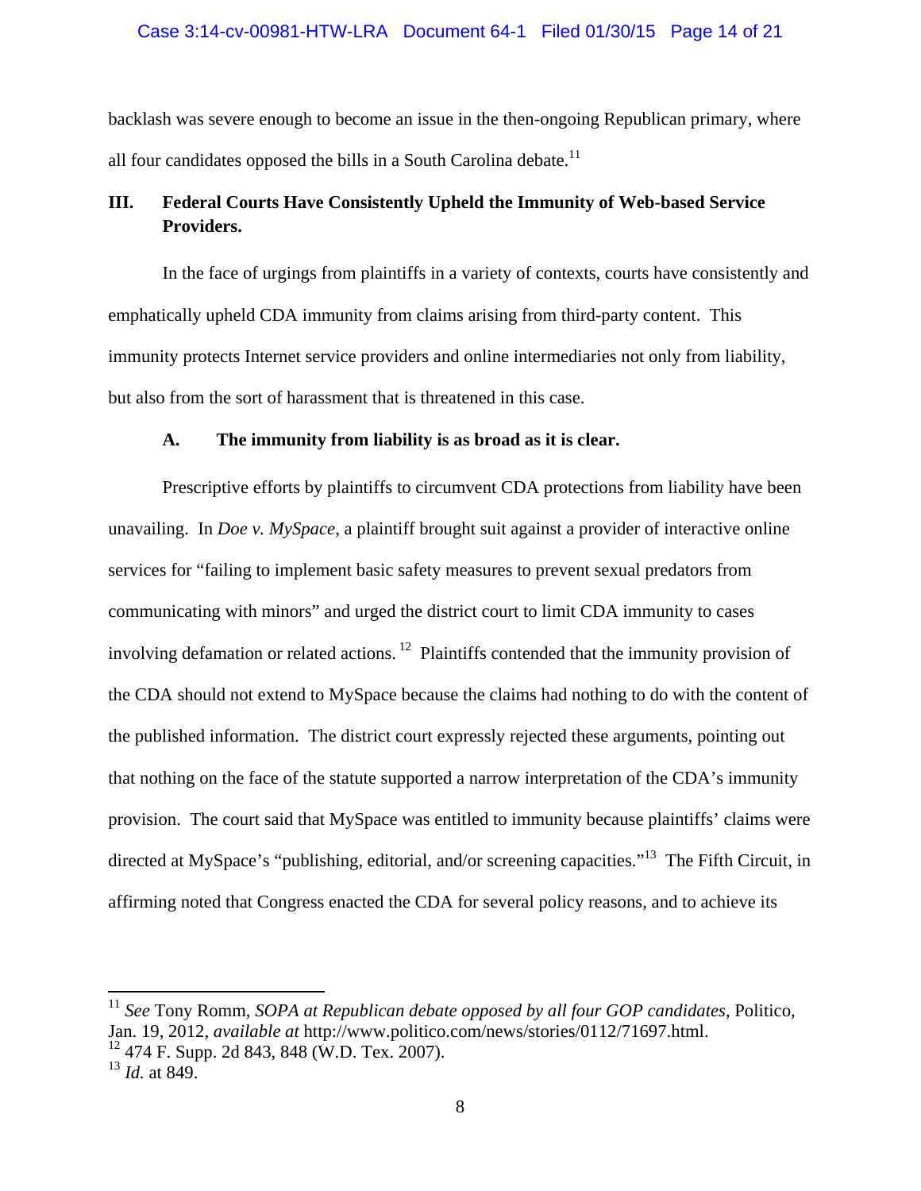backlash was severe enough to become an issue in the then-ongoing Republican primary, where all four candidates opposed the bills in a South Carolina debate.[11]

## III. Federal Courts Have Consistently Upheld the Immunity of Web-based Service Providers.

In the face of urgings from plaintiffs in a variety of contexts, courts have consistently and emphatically upheld CDA immunity from claims arising from third-party content. This immunity protects Internet service providers and online intermediaries not only from liability, but also from the sort of harassment that is threatened in this case.

### A. The immunity from liability is as broad as it is clear.

Prescriptive efforts by plaintiffs to circumvent CDA protections from liability have been unavailing. In *Doe v. MySpace*, a plaintiff brought suit against a provider of interactive online services for "failing to implement basic safety measures to prevent sexual predators from communicating with minors" and urged the district court to limit CDA immunity to cases involving defamation or related actions.[12] Plaintiffs contended that the immunity provision of the CDA should not extend to MySpace because the claims had nothing to do with the content of the published information. The district court expressly rejected these arguments, pointing out that nothing on the face of the statute supported a narrow interpretation of the CDA's immunity provision. The court said that MySpace was entitled to immunity because plaintiffs' claims were directed at MySpace's "publishing, editorial, and/or screening capacities."[13] The Fifth Circuit, in affirming noted that Congress enacted the CDA for several policy reasons, and to achieve its

---

[11] *See* Tony Romm, *SOPA at Republican debate opposed by all four GOP candidates*, Politico, Jan. 19, 2012, *available at* http://www.politico.com/news/stories/0112/71697.html.

[12] 474 F. Supp. 2d 843, 848 (W.D. Tex. 2007).

[13] *Id.* at 849.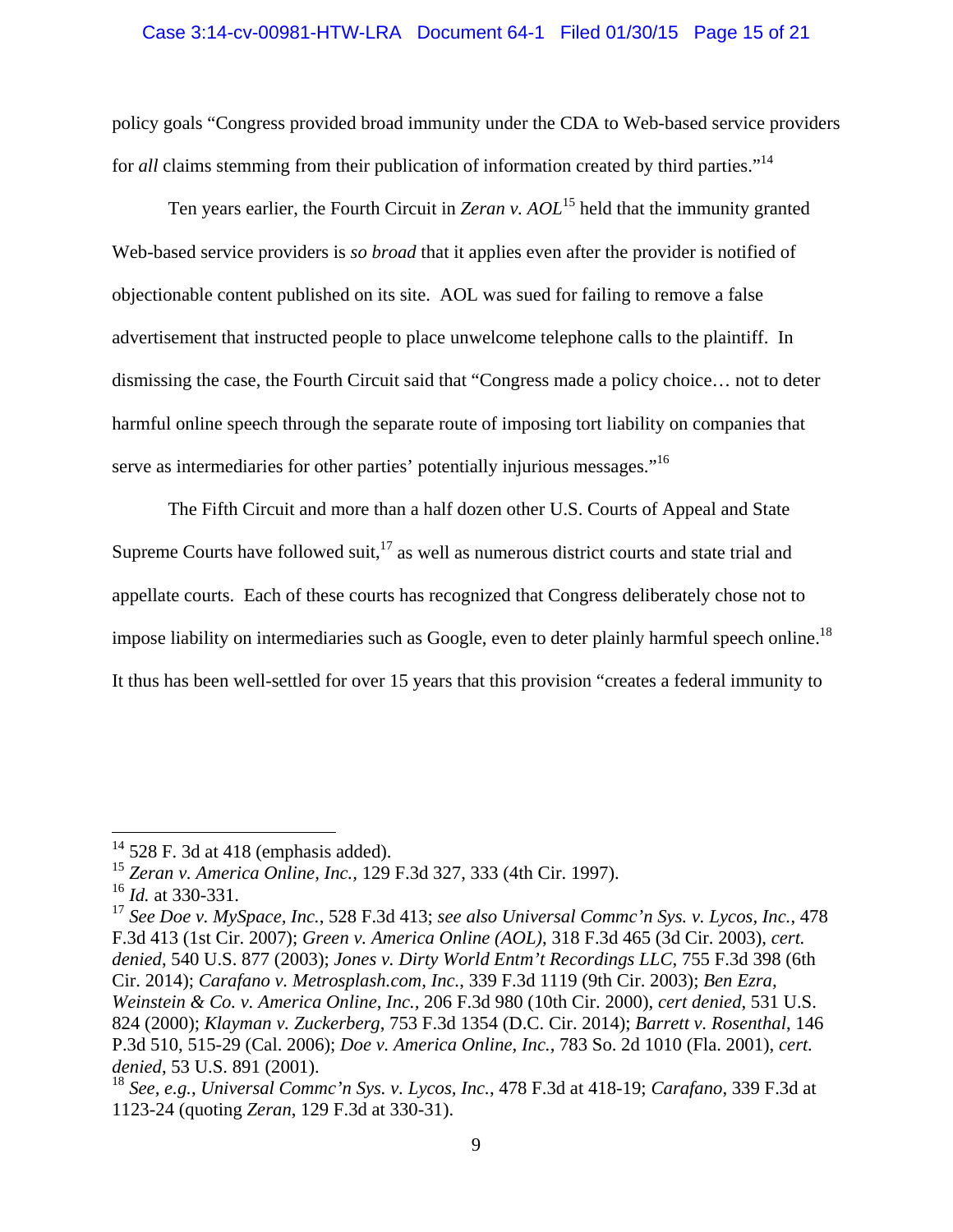policy goals "Congress provided broad immunity under the CDA to Web-based service providers for *all* claims stemming from their publication of information created by third parties."[14]

Ten years earlier, the Fourth Circuit in *Zeran v. AOL*[15] held that the immunity granted Web-based service providers is *so broad* that it applies even after the provider is notified of objectionable content published on its site. AOL was sued for failing to remove a false advertisement that instructed people to place unwelcome telephone calls to the plaintiff. In dismissing the case, the Fourth Circuit said that "Congress made a policy choice… not to deter harmful online speech through the separate route of imposing tort liability on companies that serve as intermediaries for other parties' potentially injurious messages."[16]

The Fifth Circuit and more than a half dozen other U.S. Courts of Appeal and State Supreme Courts have followed suit,[17] as well as numerous district courts and state trial and appellate courts. Each of these courts has recognized that Congress deliberately chose not to impose liability on intermediaries such as Google, even to deter plainly harmful speech online.[18] It thus has been well-settled for over 15 years that this provision "creates a federal immunity to

---

[14] 528 F. 3d at 418 (emphasis added).

[15] *Zeran v. America Online, Inc.*, 129 F.3d 327, 333 (4th Cir. 1997).

[16] *Id.* at 330-331.

[17] *See Doe v. MySpace, Inc.*, 528 F.3d 413; *see also Universal Commc'n Sys. v. Lycos, Inc.*, 478 F.3d 413 (1st Cir. 2007); *Green v. America Online (AOL)*, 318 F.3d 465 (3d Cir. 2003), *cert. denied*, 540 U.S. 877 (2003); *Jones v. Dirty World Entm't Recordings LLC*, 755 F.3d 398 (6th Cir. 2014); *Carafano v. Metrosplash.com, Inc.*, 339 F.3d 1119 (9th Cir. 2003); *Ben Ezra, Weinstein & Co. v. America Online, Inc.*, 206 F.3d 980 (10th Cir. 2000), *cert denied*, 531 U.S. 824 (2000); *Klayman v. Zuckerberg*, 753 F.3d 1354 (D.C. Cir. 2014); *Barrett v. Rosenthal*, 146 P.3d 510, 515-29 (Cal. 2006); *Doe v. America Online, Inc.*, 783 So. 2d 1010 (Fla. 2001), *cert. denied*, 53 U.S. 891 (2001).

[18] *See, e.g.*, *Universal Commc'n Sys. v. Lycos, Inc.*, 478 F.3d at 418-19; *Carafano*, 339 F.3d at 1123-24 (quoting *Zeran*, 129 F.3d at 330-31).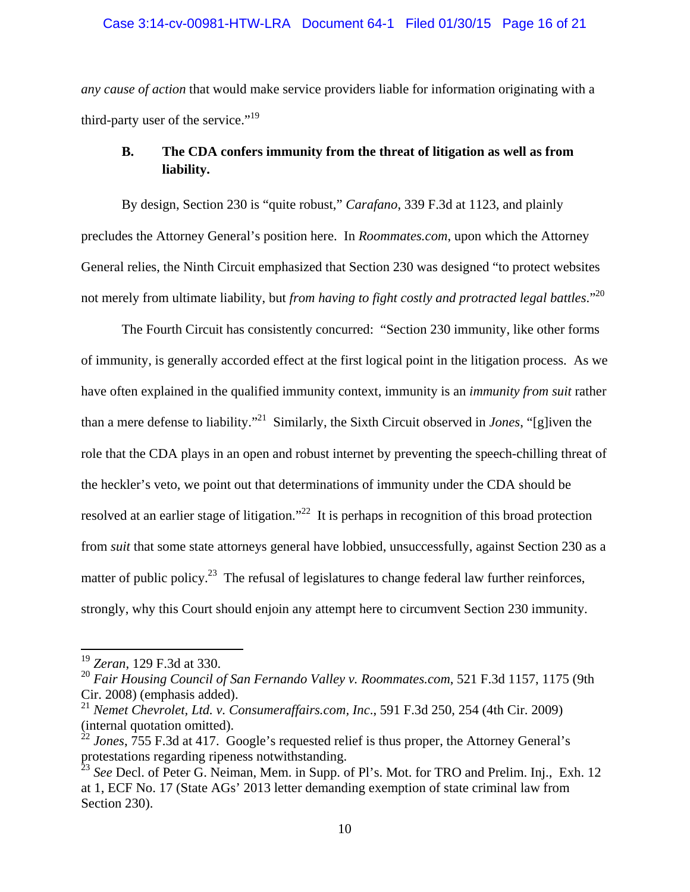*any cause of action* that would make service providers liable for information originating with a third-party user of the service."[19]

### B. The CDA confers immunity from the threat of litigation as well as from liability.

By design, Section 230 is "quite robust," *Carafano*, 339 F.3d at 1123, and plainly precludes the Attorney General's position here. In *Roommates.com*, upon which the Attorney General relies, the Ninth Circuit emphasized that Section 230 was designed "to protect websites not merely from ultimate liability, but *from having to fight costly and protracted legal battles*."[20]

The Fourth Circuit has consistently concurred: "Section 230 immunity, like other forms of immunity, is generally accorded effect at the first logical point in the litigation process. As we have often explained in the qualified immunity context, immunity is an *immunity from suit* rather than a mere defense to liability."[21] Similarly, the Sixth Circuit observed in *Jones*, "[g]iven the role that the CDA plays in an open and robust internet by preventing the speech-chilling threat of the heckler's veto, we point out that determinations of immunity under the CDA should be resolved at an earlier stage of litigation."[22] It is perhaps in recognition of this broad protection from *suit* that some state attorneys general have lobbied, unsuccessfully, against Section 230 as a matter of public policy.[23] The refusal of legislatures to change federal law further reinforces, strongly, why this Court should enjoin any attempt here to circumvent Section 230 immunity.

---

[19] *Zeran*, 129 F.3d at 330.

[20] *Fair Housing Council of San Fernando Valley v. Roommates.com*, 521 F.3d 1157, 1175 (9th Cir. 2008) (emphasis added).

[21] *Nemet Chevrolet, Ltd. v. Consumeraffairs.com, Inc.*, 591 F.3d 250, 254 (4th Cir. 2009) (internal quotation omitted).

[22] *Jones*, 755 F.3d at 417. Google's requested relief is thus proper, the Attorney General's protestations regarding ripeness notwithstanding.

[23] *See* Decl. of Peter G. Neiman, Mem. in Supp. of Pl's. Mot. for TRO and Prelim. Inj., Exh. 12 at 1, ECF No. 17 (State AGs' 2013 letter demanding exemption of state criminal law from Section 230).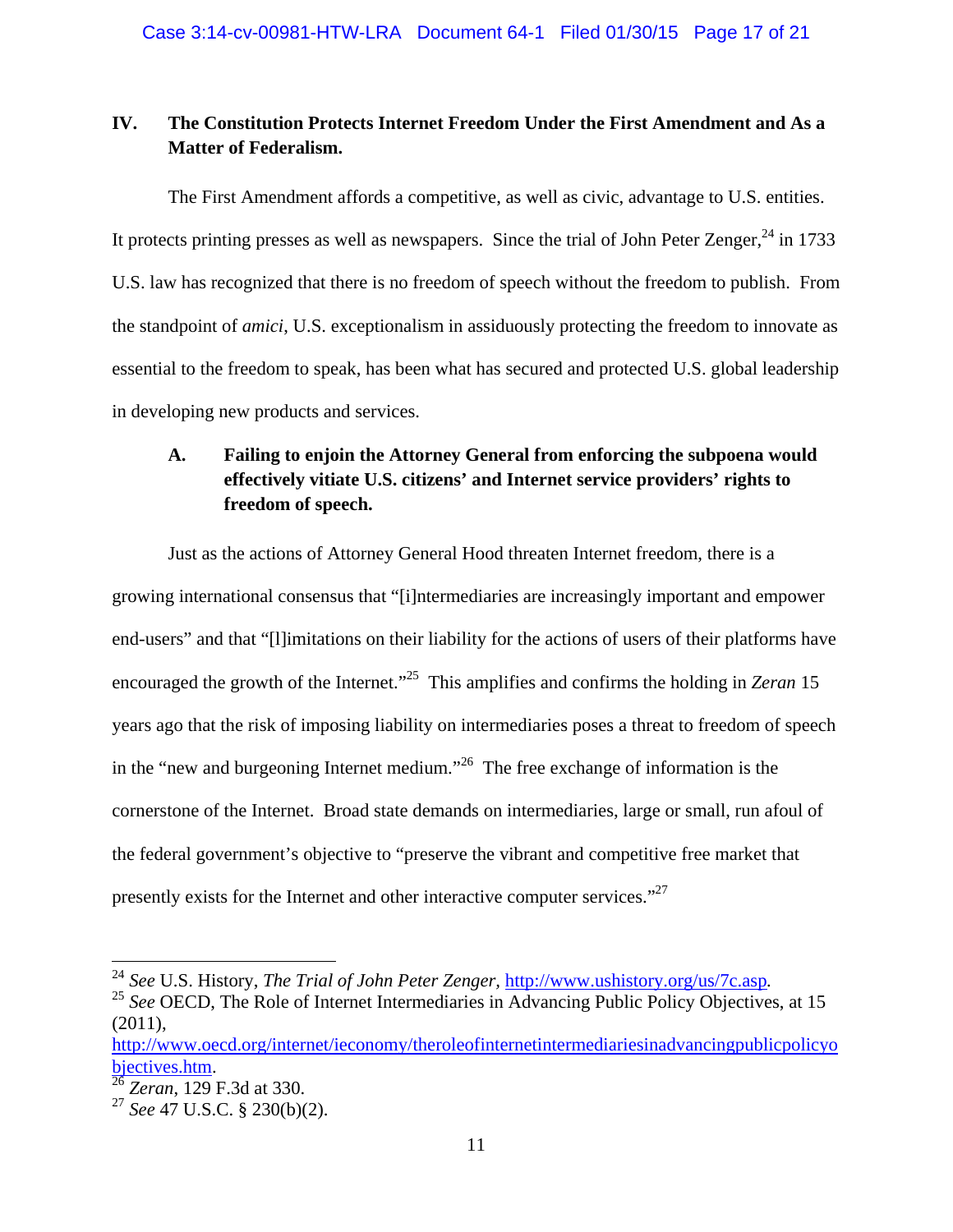## IV. The Constitution Protects Internet Freedom Under the First Amendment and As a Matter of Federalism.

The First Amendment affords a competitive, as well as civic, advantage to U.S. entities. It protects printing presses as well as newspapers. Since the trial of John Peter Zenger,[24] in 1733 U.S. law has recognized that there is no freedom of speech without the freedom to publish. From the standpoint of *amici*, U.S. exceptionalism in assiduously protecting the freedom to innovate as essential to the freedom to speak, has been what has secured and protected U.S. global leadership in developing new products and services.

### A. Failing to enjoin the Attorney General from enforcing the subpoena would effectively vitiate U.S. citizens' and Internet service providers' rights to freedom of speech.

Just as the actions of Attorney General Hood threaten Internet freedom, there is a growing international consensus that "[i]ntermediaries are increasingly important and empower end-users" and that "[l]imitations on their liability for the actions of users of their platforms have encouraged the growth of the Internet."[25] This amplifies and confirms the holding in *Zeran* 15 years ago that the risk of imposing liability on intermediaries poses a threat to freedom of speech in the "new and burgeoning Internet medium."[26] The free exchange of information is the cornerstone of the Internet. Broad state demands on intermediaries, large or small, run afoul of the federal government's objective to "preserve the vibrant and competitive free market that presently exists for the Internet and other interactive computer services."[27]

---

[24] *See* U.S. History, *The Trial of John Peter Zenger*, http://www.ushistory.org/us/7c.asp.

[25] *See* OECD, The Role of Internet Intermediaries in Advancing Public Policy Objectives, at 15 (2011), http://www.oecd.org/internet/ieconomy/theroleofinternetintermediariesinadvancingpublicpolicyobjectives.htm.

[26] *Zeran*, 129 F.3d at 330.

[27] *See* 47 U.S.C. § 230(b)(2).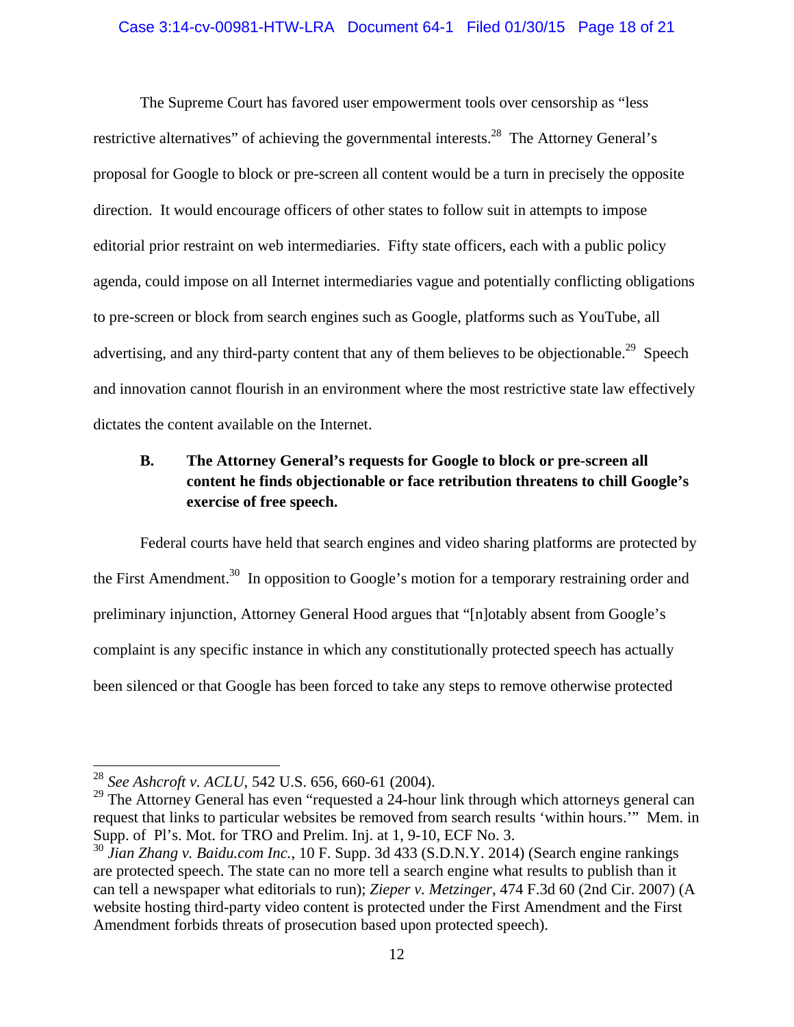The Supreme Court has favored user empowerment tools over censorship as "less restrictive alternatives" of achieving the governmental interests.[28] The Attorney General's proposal for Google to block or pre-screen all content would be a turn in precisely the opposite direction. It would encourage officers of other states to follow suit in attempts to impose editorial prior restraint on web intermediaries. Fifty state officers, each with a public policy agenda, could impose on all Internet intermediaries vague and potentially conflicting obligations to pre-screen or block from search engines such as Google, platforms such as YouTube, all advertising, and any third-party content that any of them believes to be objectionable.[29] Speech and innovation cannot flourish in an environment where the most restrictive state law effectively dictates the content available on the Internet.

### B. The Attorney General's requests for Google to block or pre-screen all content he finds objectionable or face retribution threatens to chill Google's exercise of free speech.

Federal courts have held that search engines and video sharing platforms are protected by the First Amendment.[30] In opposition to Google's motion for a temporary restraining order and preliminary injunction, Attorney General Hood argues that "[n]otably absent from Google's complaint is any specific instance in which any constitutionally protected speech has actually been silenced or that Google has been forced to take any steps to remove otherwise protected

---

[28] *See Ashcroft v. ACLU*, 542 U.S. 656, 660-61 (2004).

[29] The Attorney General has even "requested a 24-hour link through which attorneys general can request that links to particular websites be removed from search results 'within hours.'" Mem. in Supp. of Pl's. Mot. for TRO and Prelim. Inj. at 1, 9-10, ECF No. 3.

[30] *Jian Zhang v. Baidu.com Inc.*, 10 F. Supp. 3d 433 (S.D.N.Y. 2014) (Search engine rankings are protected speech. The state can no more tell a search engine what results to publish than it can tell a newspaper what editorials to run); *Zieper v. Metzinger*, 474 F.3d 60 (2nd Cir. 2007) (A website hosting third-party video content is protected under the First Amendment and the First Amendment forbids threats of prosecution based upon protected speech).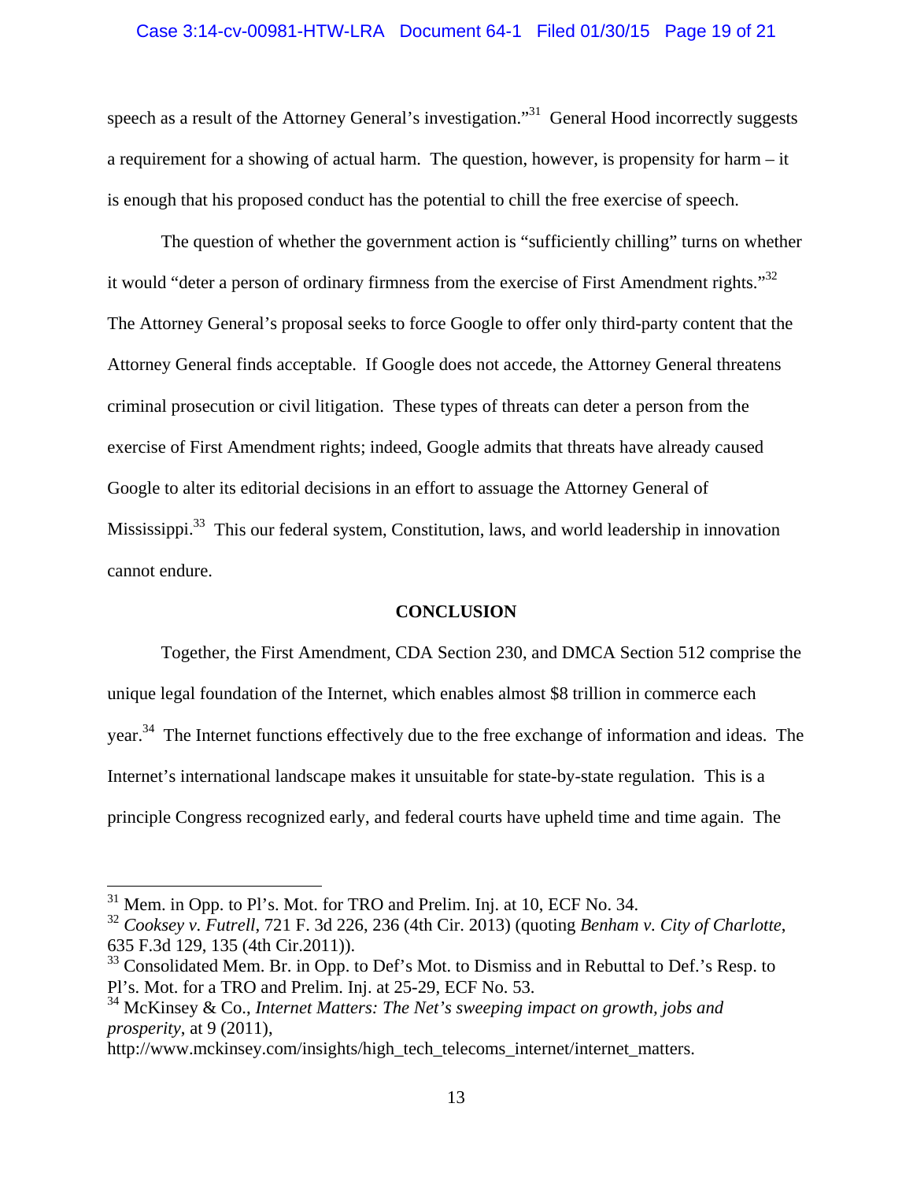speech as a result of the Attorney General's investigation."[31] General Hood incorrectly suggests a requirement for a showing of actual harm. The question, however, is propensity for harm – it is enough that his proposed conduct has the potential to chill the free exercise of speech.

The question of whether the government action is "sufficiently chilling" turns on whether it would "deter a person of ordinary firmness from the exercise of First Amendment rights."[32] The Attorney General's proposal seeks to force Google to offer only third-party content that the Attorney General finds acceptable. If Google does not accede, the Attorney General threatens criminal prosecution or civil litigation. These types of threats can deter a person from the exercise of First Amendment rights; indeed, Google admits that threats have already caused Google to alter its editorial decisions in an effort to assuage the Attorney General of Mississippi.[33] This our federal system, Constitution, laws, and world leadership in innovation cannot endure.

## CONCLUSION

Together, the First Amendment, CDA Section 230, and DMCA Section 512 comprise the unique legal foundation of the Internet, which enables almost $8 trillion in commerce each year.[34] The Internet functions effectively due to the free exchange of information and ideas. The Internet's international landscape makes it unsuitable for state-by-state regulation. This is a principle Congress recognized early, and federal courts have upheld time and time again. The

---

[31] Mem. in Opp. to Pl's. Mot. for TRO and Prelim. Inj. at 10, ECF No. 34.

[32] *Cooksey v. Futrell*, 721 F. 3d 226, 236 (4th Cir. 2013) (quoting *Benham v. City of Charlotte*, 635 F.3d 129, 135 (4th Cir.2011)).

[33] Consolidated Mem. Br. in Opp. to Def's Mot. to Dismiss and in Rebuttal to Def.'s Resp. to Pl's. Mot. for a TRO and Prelim. Inj. at 25-29, ECF No. 53.

[34] McKinsey & Co., *Internet Matters: The Net's sweeping impact on growth, jobs and prosperity*, at 9 (2011), http://www.mckinsey.com/insights/high_tech_telecoms_internet/internet_matters.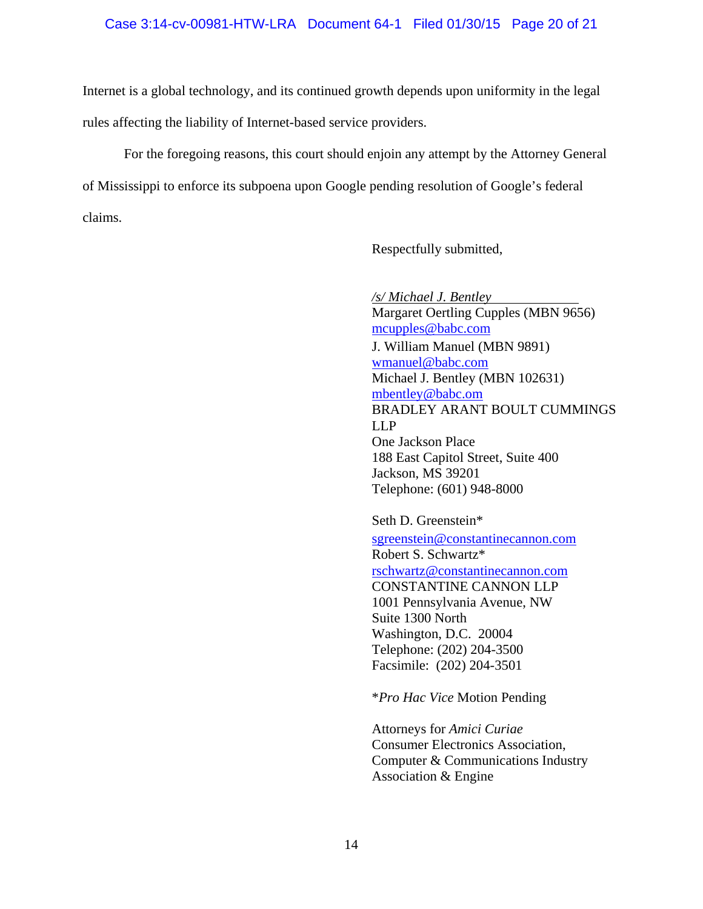Internet is a global technology, and its continued growth depends upon uniformity in the legal rules affecting the liability of Internet-based service providers.

For the foregoing reasons, this court should enjoin any attempt by the Attorney General of Mississippi to enforce its subpoena upon Google pending resolution of Google's federal claims.

Respectfully submitted,

*/s/ Michael J. Bentley*
Margaret Oertling Cupples (MBN 9656)
mcupples@babc.com
J. William Manuel (MBN 9891)
wmanuel@babc.com
Michael J. Bentley (MBN 102631)
mbentley@babc.om
BRADLEY ARANT BOULT CUMMINGS LLP
One Jackson Place
188 East Capitol Street, Suite 400
Jackson, MS 39201
Telephone: (601) 948-8000

Seth D. Greenstein*
sgreenstein@constantinecannon.com
Robert S. Schwartz*
rschwartz@constantinecannon.com
CONSTANTINE CANNON LLP
1001 Pennsylvania Avenue, NW
Suite 1300 North
Washington, D.C. 20004
Telephone: (202) 204-3500
Facsimile: (202) 204-3501

\**Pro Hac Vice* Motion Pending

Attorneys for *Amici Curiae*
Consumer Electronics Association,
Computer & Communications Industry Association & Engine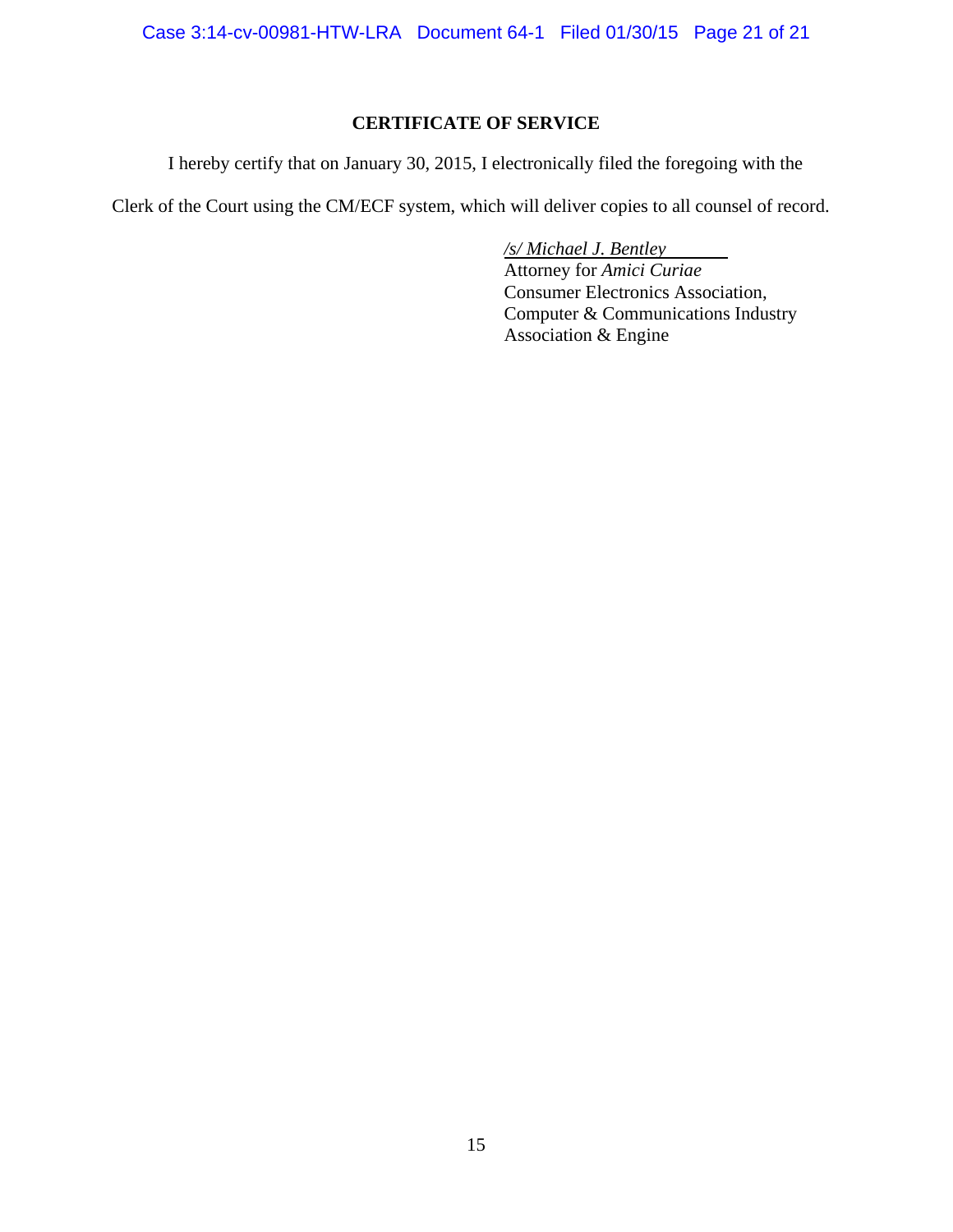## CERTIFICATE OF SERVICE

I hereby certify that on January 30, 2015, I electronically filed the foregoing with the Clerk of the Court using the CM/ECF system, which will deliver copies to all counsel of record.

*/s/ Michael J. Bentley*
Attorney for *Amici Curiae*
Consumer Electronics Association,
Computer & Communications Industry
Association & Engine